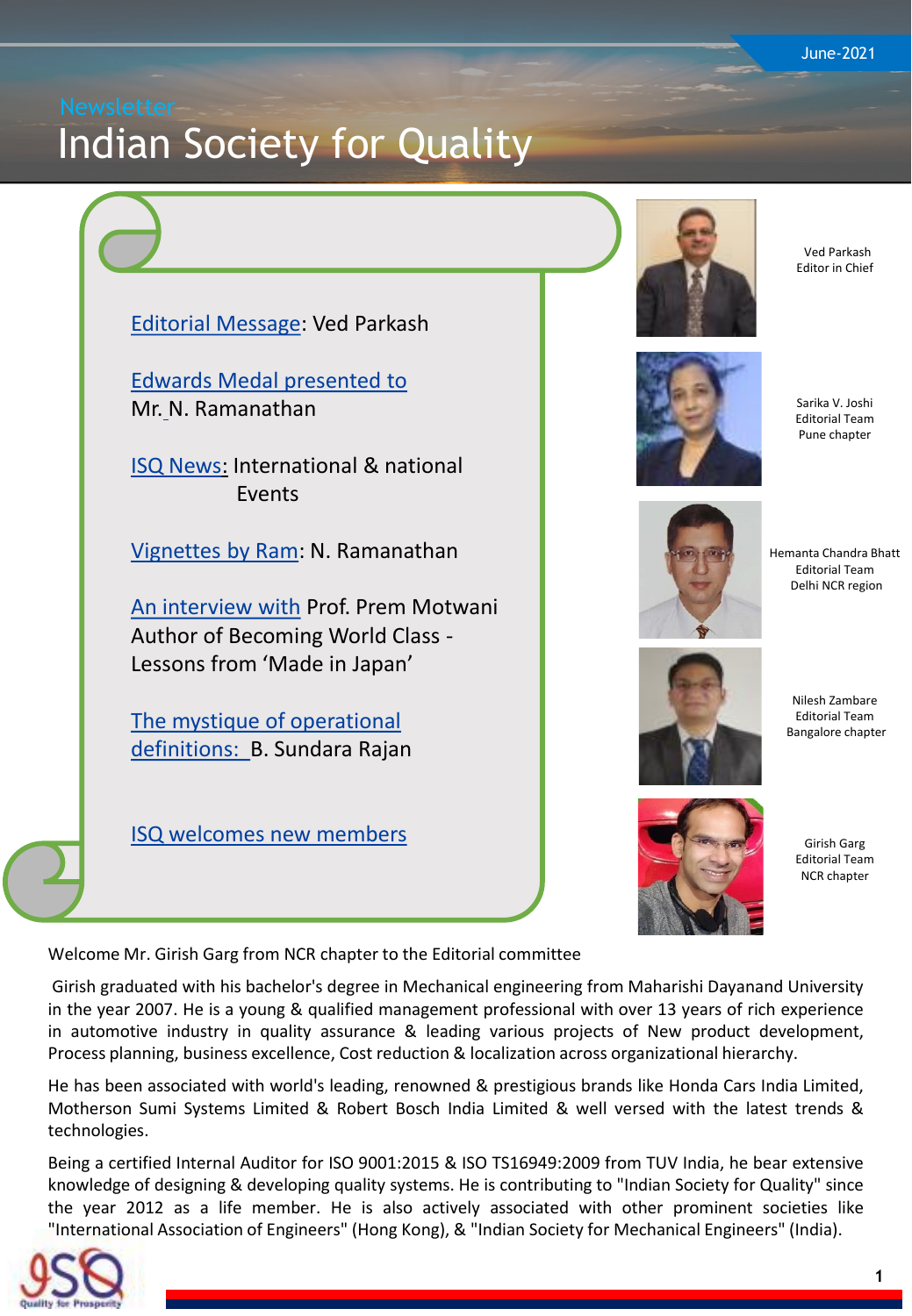June-2021

Newsletter

# Indian Society for Quality

Editorial Message: Ved Parkash

Edwards Medal presented to Mr. N. Ramanathan

ISQ News: International & national Events

Vignettes by Ram: N. Ramanathan

An interview with Prof. Prem Motwani Author of Becoming World Class - Lessons from 'Made in Japan'

The mystique of operational definitions: B. Sundara Rajan

ISQ welcomes new members

Ved Parkash
Editor in Chief

Sarika V. Joshi
Editorial Team
Pune chapter

Hemanta Chandra Bhatt
Editorial Team
Delhi NCR region

Nilesh Zambare
Editorial Team
Bangalore chapter

Girish Garg
Editorial Team
NCR chapter

Welcome Mr. Girish Garg from NCR chapter to the Editorial committee

Girish graduated with his bachelor's degree in Mechanical engineering from Maharishi Dayanand University in the year 2007. He is a young & qualified management professional with over 13 years of rich experience in automotive industry in quality assurance & leading various projects of New product development, Process planning, business excellence, Cost reduction & localization across organizational hierarchy.

He has been associated with world's leading, renowned & prestigious brands like Honda Cars India Limited, Motherson Sumi Systems Limited & Robert Bosch India Limited & well versed with the latest trends & technologies.

Being a certified Internal Auditor for ISO 9001:2015 & ISO TS16949:2009 from TUV India, he bear extensive knowledge of designing & developing quality systems. He is contributing to "Indian Society for Quality" since the year 2012 as a life member. He is also actively associated with other prominent societies like "International Association of Engineers" (Hong Kong), & "Indian Society for Mechanical Engineers" (India).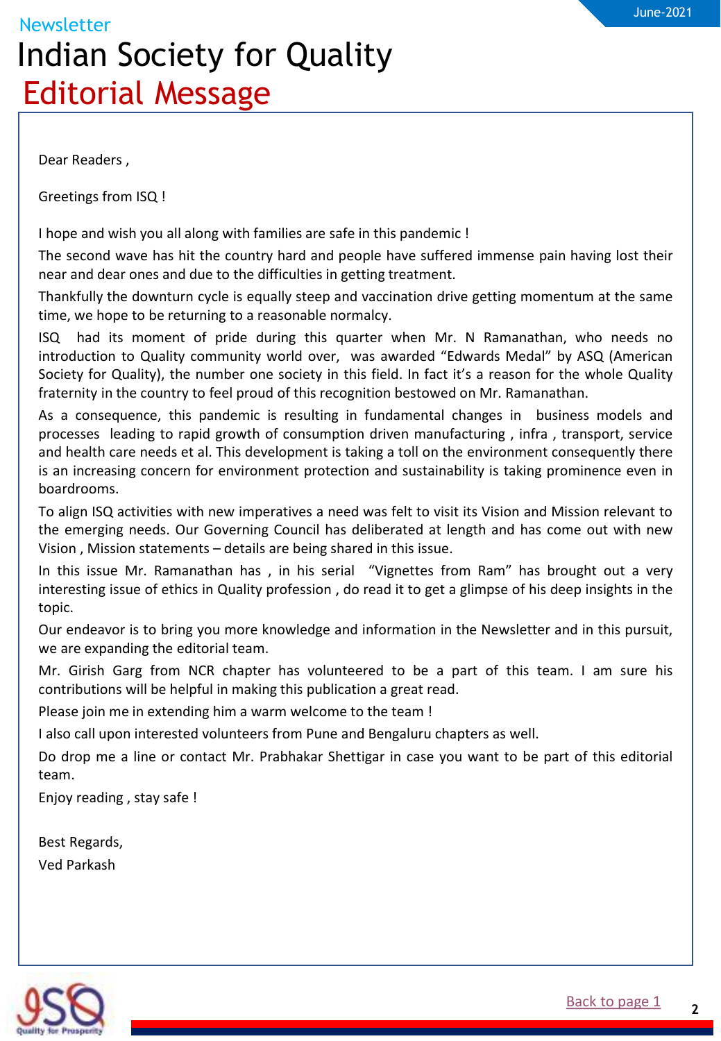Newsletter

# Indian Society for Quality

## Editorial Message

Dear Readers ,

Greetings from ISQ !

I hope and wish you all along with families are safe in this pandemic !

The second wave has hit the country hard and people have suffered immense pain having lost their near and dear ones and due to the difficulties in getting treatment.

Thankfully the downturn cycle is equally steep and vaccination drive getting momentum at the same time, we hope to be returning to a reasonable normalcy.

ISQ had its moment of pride during this quarter when Mr. N Ramanathan, who needs no introduction to Quality community world over, was awarded "Edwards Medal" by ASQ (American Society for Quality), the number one society in this field. In fact it's a reason for the whole Quality fraternity in the country to feel proud of this recognition bestowed on Mr. Ramanathan.

As a consequence, this pandemic is resulting in fundamental changes in business models and processes leading to rapid growth of consumption driven manufacturing , infra , transport, service and health care needs et al. This development is taking a toll on the environment consequently there is an increasing concern for environment protection and sustainability is taking prominence even in boardrooms.

To align ISQ activities with new imperatives a need was felt to visit its Vision and Mission relevant to the emerging needs. Our Governing Council has deliberated at length and has come out with new Vision , Mission statements – details are being shared in this issue.

In this issue Mr. Ramanathan has , in his serial "Vignettes from Ram" has brought out a very interesting issue of ethics in Quality profession , do read it to get a glimpse of his deep insights in the topic.

Our endeavor is to bring you more knowledge and information in the Newsletter and in this pursuit, we are expanding the editorial team.

Mr. Girish Garg from NCR chapter has volunteered to be a part of this team. I am sure his contributions will be helpful in making this publication a great read.

Please join me in extending him a warm welcome to the team !

I also call upon interested volunteers from Pune and Bengaluru chapters as well.

Do drop me a line or contact Mr. Prabhakar Shettigar in case you want to be part of this editorial team.

Enjoy reading , stay safe !

Best Regards,
Ved Parkash

Back to page 1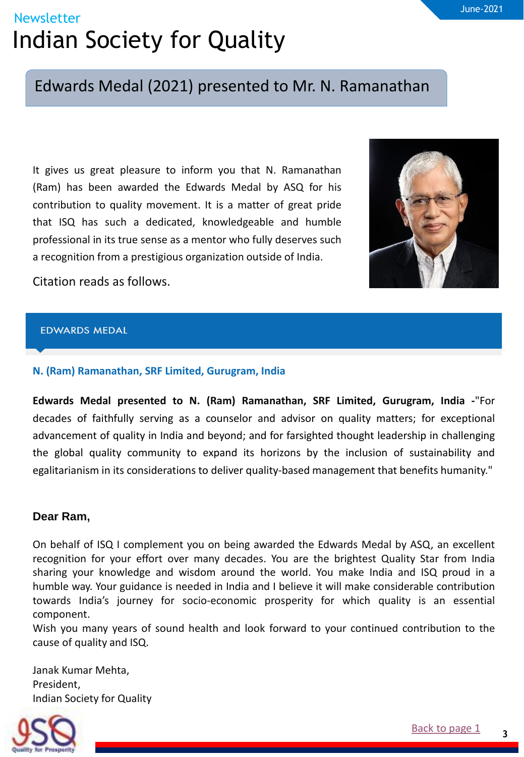# Edwards Medal (2021) presented to Mr. N. Ramanathan

It gives us great pleasure to inform you that N. Ramanathan (Ram) has been awarded the Edwards Medal by ASQ for his contribution to quality movement. It is a matter of great pride that ISQ has such a dedicated, knowledgeable and humble professional in its true sense as a mentor who fully deserves such a recognition from a prestigious organization outside of India.

Citation reads as follows.

## EDWARDS MEDAL

**N. (Ram) Ramanathan, SRF Limited, Gurugram, India**

**Edwards Medal presented to N. (Ram) Ramanathan, SRF Limited, Gurugram, India** -"For decades of faithfully serving as a counselor and advisor on quality matters; for exceptional advancement of quality in India and beyond; and for farsighted thought leadership in challenging the global quality community to expand its horizons by the inclusion of sustainability and egalitarianism in its considerations to deliver quality-based management that benefits humanity."

**Dear Ram,**

On behalf of ISQ I complement you on being awarded the Edwards Medal by ASQ, an excellent recognition for your effort over many decades. You are the brightest Quality Star from India sharing your knowledge and wisdom around the world. You make India and ISQ proud in a humble way. Your guidance is needed in India and I believe it will make considerable contribution towards India's journey for socio-economic prosperity for which quality is an essential component.

Wish you many years of sound health and look forward to your continued contribution to the cause of quality and ISQ.

Janak Kumar Mehta,
President,
Indian Society for Quality

Back to page 1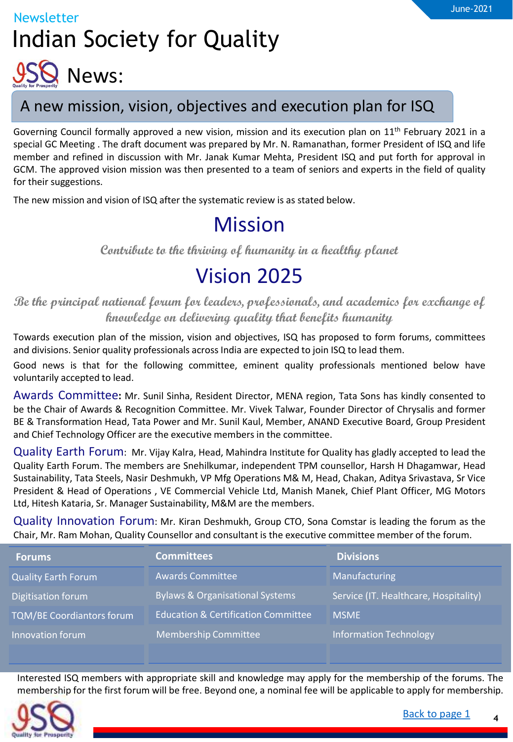# Indian Society for Quality

## ISQ News:

## A new mission, vision, objectives and execution plan for ISQ

Governing Council formally approved a new vision, mission and its execution plan on 11th February 2021 in a special GC Meeting . The draft document was prepared by Mr. N. Ramanathan, former President of ISQ and life member and refined in discussion with Mr. Janak Kumar Mehta, President ISQ and put forth for approval in GCM. The approved vision mission was then presented to a team of seniors and experts in the field of quality for their suggestions.

The new mission and vision of ISQ after the systematic review is as stated below.

### Mission

*Contribute to the thriving of humanity in a healthy planet*

### Vision 2025

*Be the principal national forum for leaders, professionals, and academics for exchange of knowledge on delivering quality that benefits humanity*

Towards execution plan of the mission, vision and objectives, ISQ has proposed to form forums, committees and divisions. Senior quality professionals across India are expected to join ISQ to lead them.

Good news is that for the following committee, eminent quality professionals mentioned below have voluntarily accepted to lead.

**Awards Committee:** Mr. Sunil Sinha, Resident Director, MENA region, Tata Sons has kindly consented to be the Chair of Awards & Recognition Committee. Mr. Vivek Talwar, Founder Director of Chrysalis and former BE & Transformation Head, Tata Power and Mr. Sunil Kaul, Member, ANAND Executive Board, Group President and Chief Technology Officer are the executive members in the committee.

**Quality Earth Forum:** Mr. Vijay Kalra, Head, Mahindra Institute for Quality has gladly accepted to lead the Quality Earth Forum. The members are Snehilkumar, independent TPM counsellor, Harsh H Dhagamwar, Head Sustainability, Tata Steels, Nasir Deshmukh, VP Mfg Operations M& M, Head, Chakan, Aditya Srivastava, Sr Vice President & Head of Operations , VE Commercial Vehicle Ltd, Manish Manek, Chief Plant Officer, MG Motors Ltd, Hitesh Kataria, Sr. Manager Sustainability, M&M are the members.

**Quality Innovation Forum:** Mr. Kiran Deshmukh, Group CTO, Sona Comstar is leading the forum as the Chair, Mr. Ram Mohan, Quality Counsellor and consultant is the executive committee member of the forum.

| Forums | Committees | Divisions |
|---|---|---|
| Quality Earth Forum | Awards Committee | Manufacturing |
| Digitisation forum | Bylaws & Organisational Systems | Service (IT. Healthcare, Hospitality) |
| TQM/BE Coordiantors forum | Education & Certification Committee | MSME |
| Innovation forum | Membership Committee | Information Technology |
| | | |

Interested ISQ members with appropriate skill and knowledge may apply for the membership of the forums. The membership for the first forum will be free. Beyond one, a nominal fee will be applicable to apply for membership.

Back to page 1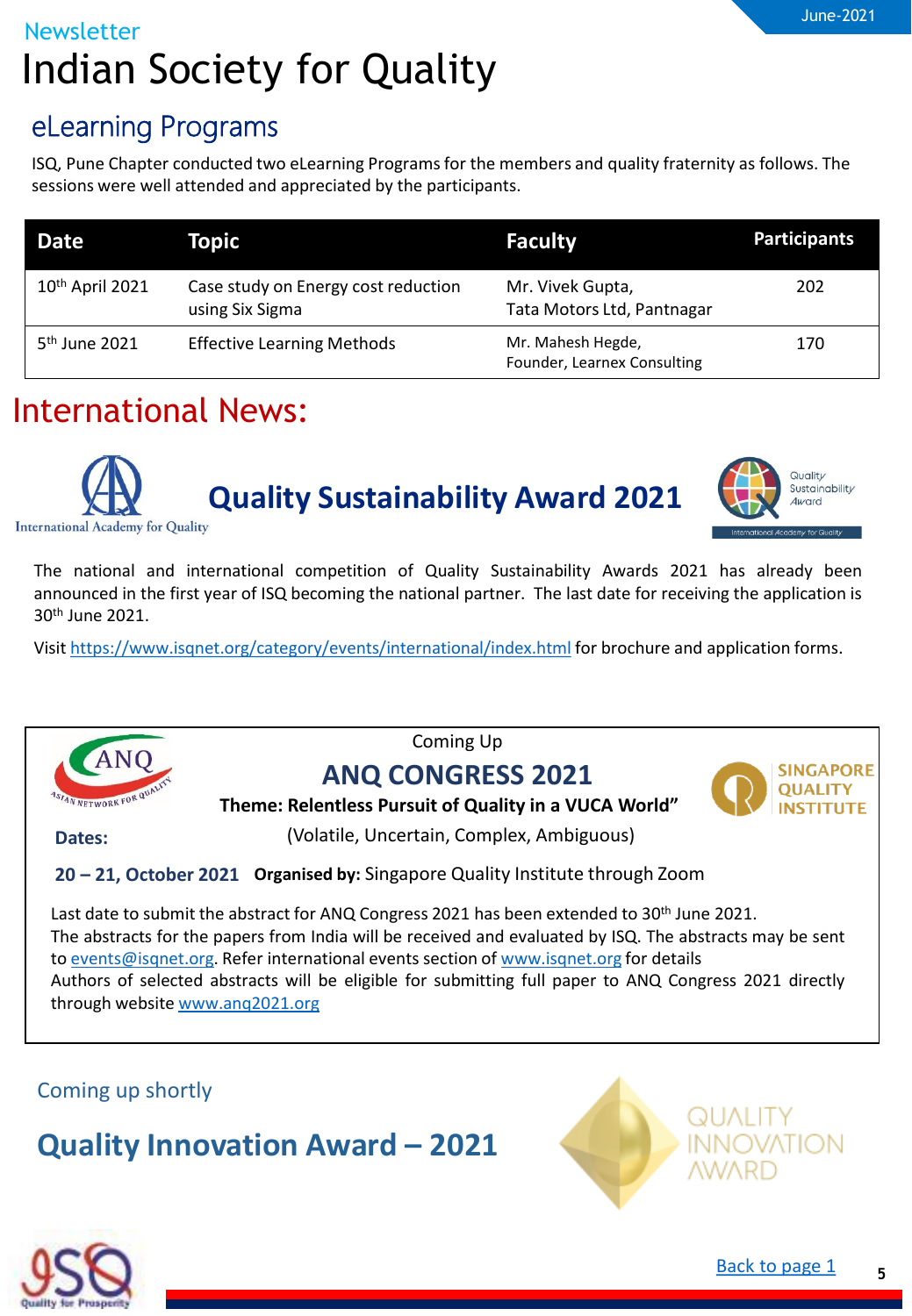## eLearning Programs

ISQ, Pune Chapter conducted two eLearning Programs for the members and quality fraternity as follows. The sessions were well attended and appreciated by the participants.

| Date | Topic | Faculty | Participants |
|---|---|---|---|
| 10th April 2021 | Case study on Energy cost reduction using Six Sigma | Mr. Vivek Gupta, Tata Motors Ltd, Pantnagar | 202 |
| 5th June 2021 | Effective Learning Methods | Mr. Mahesh Hegde, Founder, Learnex Consulting | 170 |

# International News:

International Academy for Quality

## Quality Sustainability Award 2021

The national and international competition of Quality Sustainability Awards 2021 has already been announced in the first year of ISQ becoming the national partner. The last date for receiving the application is 30th June 2021.

Visit https://www.isqnet.org/category/events/international/index.html for brochure and application forms.

Coming Up

## ANQ CONGRESS 2021

**Theme: Relentless Pursuit of Quality in a VUCA World"**

(Volatile, Uncertain, Complex, Ambiguous)

**Dates:**

**20 – 21, October 2021** **Organised by:** Singapore Quality Institute through Zoom

Last date to submit the abstract for ANQ Congress 2021 has been extended to 30th June 2021.
The abstracts for the papers from India will be received and evaluated by ISQ. The abstracts may be sent to events@isqnet.org. Refer international events section of www.isqnet.org for details
Authors of selected abstracts will be eligible for submitting full paper to ANQ Congress 2021 directly through website www.anq2021.org

Coming up shortly

## Quality Innovation Award – 2021

Back to page 1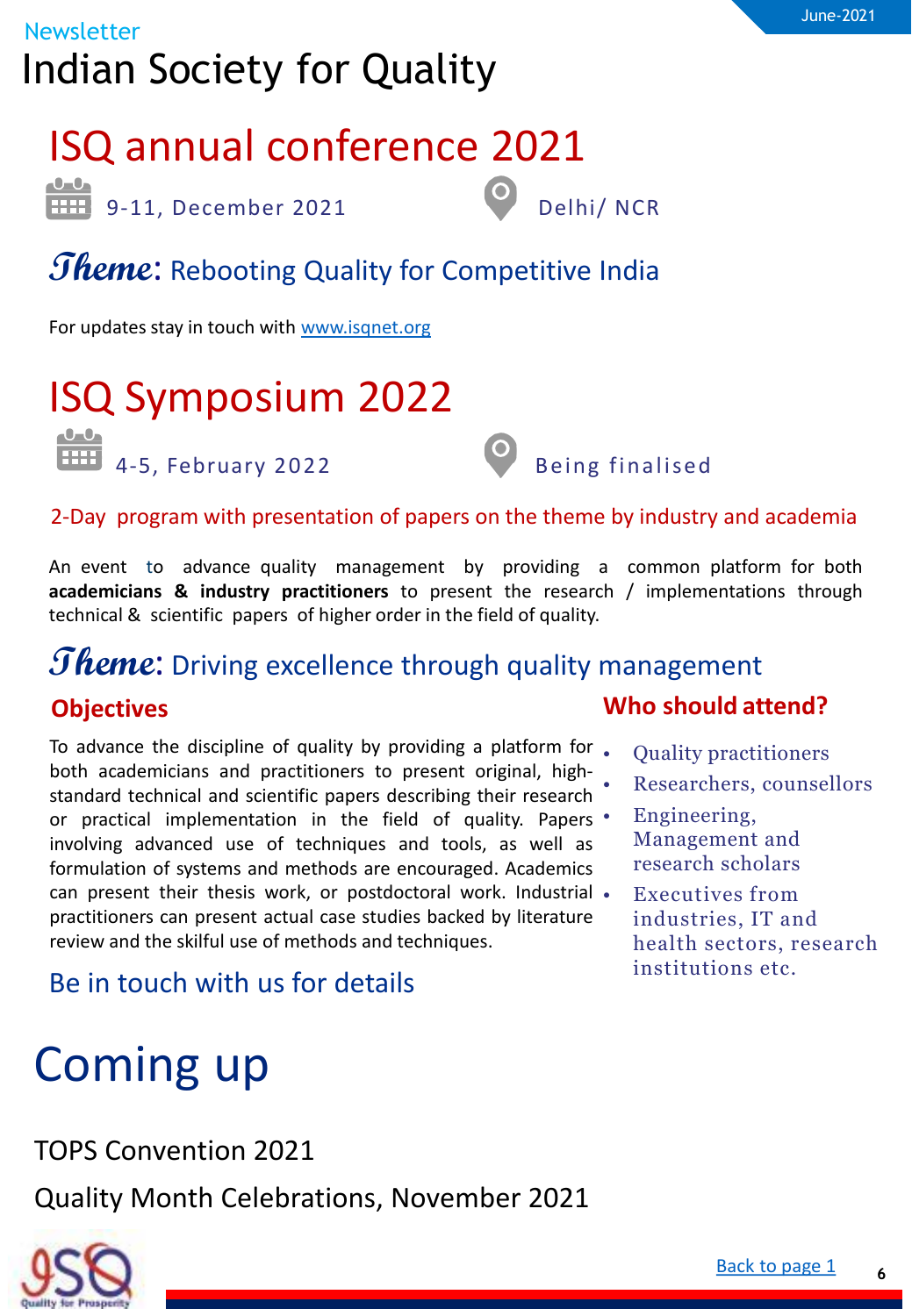# ISQ annual conference 2021

9-11, December 2021 — Delhi/ NCR

## *Theme*: Rebooting Quality for Competitive India

For updates stay in touch with www.isqnet.org

# ISQ Symposium 2022

4-5, February 2022 — Being finalised

2-Day program with presentation of papers on the theme by industry and academia

An event to advance quality management by providing a common platform for both **academicians & industry practitioners** to present the research / implementations through technical & scientific papers of higher order in the field of quality.

## *Theme*: Driving excellence through quality management

### Objectives

To advance the discipline of quality by providing a platform for both academicians and practitioners to present original, high-standard technical and scientific papers describing their research or practical implementation in the field of quality. Papers involving advanced use of techniques and tools, as well as formulation of systems and methods are encouraged. Academics can present their thesis work, or postdoctoral work. Industrial practitioners can present actual case studies backed by literature review and the skilful use of methods and techniques.

### Who should attend?

- Quality practitioners
- Researchers, counsellors
- Engineering, Management and research scholars
- Executives from industries, IT and health sectors, research institutions etc.

Be in touch with us for details

# Coming up

TOPS Convention 2021

Quality Month Celebrations, November 2021

Back to page 1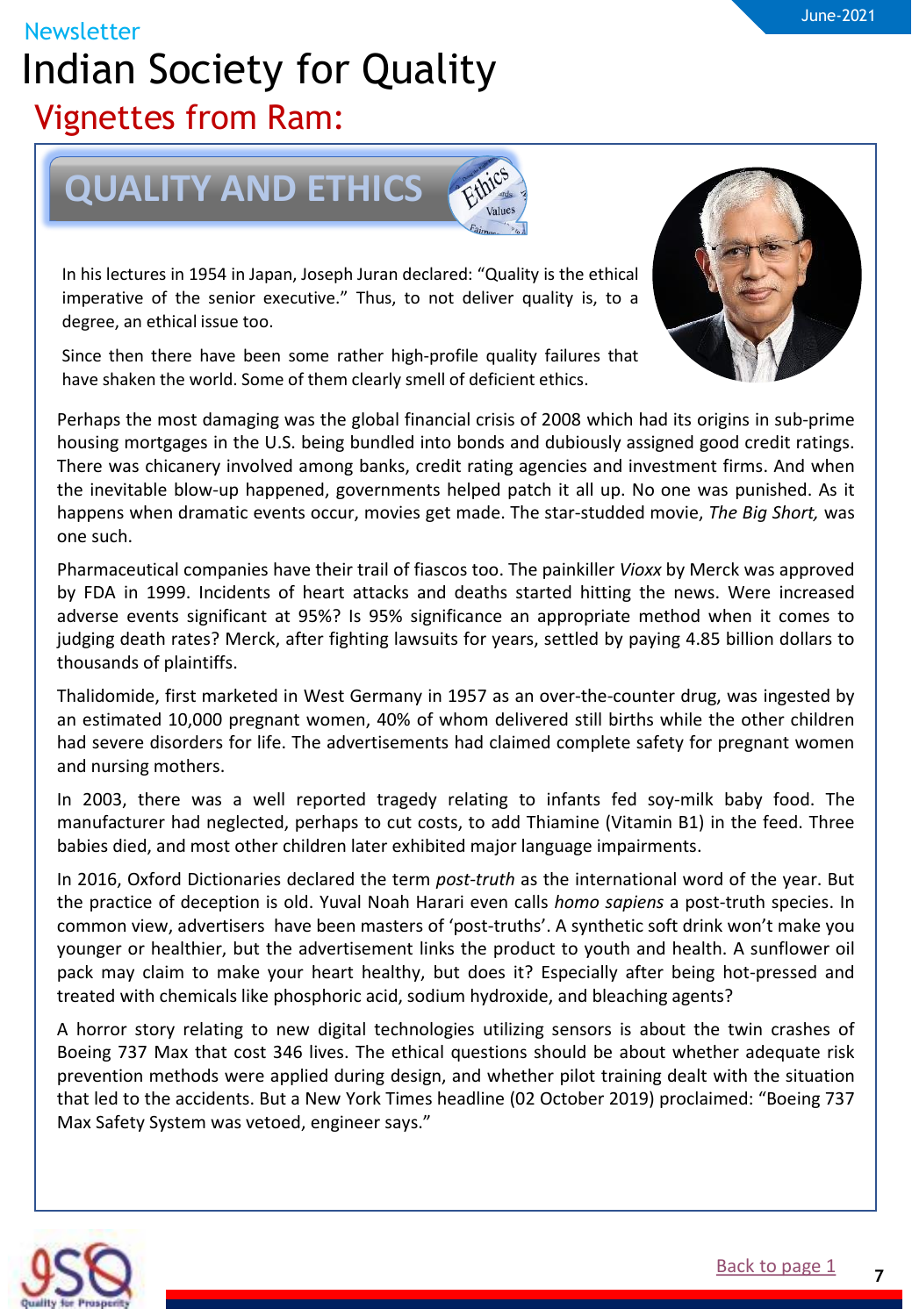Newsletter

# Indian Society for Quality

## Vignettes from Ram:

### QUALITY AND ETHICS

In his lectures in 1954 in Japan, Joseph Juran declared: "Quality is the ethical imperative of the senior executive." Thus, to not deliver quality is, to a degree, an ethical issue too.

Since then there have been some rather high-profile quality failures that have shaken the world. Some of them clearly smell of deficient ethics.

Perhaps the most damaging was the global financial crisis of 2008 which had its origins in sub-prime housing mortgages in the U.S. being bundled into bonds and dubiously assigned good credit ratings. There was chicanery involved among banks, credit rating agencies and investment firms. And when the inevitable blow-up happened, governments helped patch it all up. No one was punished. As it happens when dramatic events occur, movies get made. The star-studded movie, *The Big Short,* was one such.

Pharmaceutical companies have their trail of fiascos too. The painkiller *Vioxx* by Merck was approved by FDA in 1999. Incidents of heart attacks and deaths started hitting the news. Were increased adverse events significant at 95%? Is 95% significance an appropriate method when it comes to judging death rates? Merck, after fighting lawsuits for years, settled by paying 4.85 billion dollars to thousands of plaintiffs.

Thalidomide, first marketed in West Germany in 1957 as an over-the-counter drug, was ingested by an estimated 10,000 pregnant women, 40% of whom delivered still births while the other children had severe disorders for life. The advertisements had claimed complete safety for pregnant women and nursing mothers.

In 2003, there was a well reported tragedy relating to infants fed soy-milk baby food. The manufacturer had neglected, perhaps to cut costs, to add Thiamine (Vitamin B1) in the feed. Three babies died, and most other children later exhibited major language impairments.

In 2016, Oxford Dictionaries declared the term *post-truth* as the international word of the year. But the practice of deception is old. Yuval Noah Harari even calls *homo sapiens* a post-truth species. In common view, advertisers have been masters of 'post-truths'. A synthetic soft drink won't make you younger or healthier, but the advertisement links the product to youth and health. A sunflower oil pack may claim to make your heart healthy, but does it? Especially after being hot-pressed and treated with chemicals like phosphoric acid, sodium hydroxide, and bleaching agents?

A horror story relating to new digital technologies utilizing sensors is about the twin crashes of Boeing 737 Max that cost 346 lives. The ethical questions should be about whether adequate risk prevention methods were applied during design, and whether pilot training dealt with the situation that led to the accidents. But a New York Times headline (02 October 2019) proclaimed: "Boeing 737 Max Safety System was vetoed, engineer says."

Back to page 1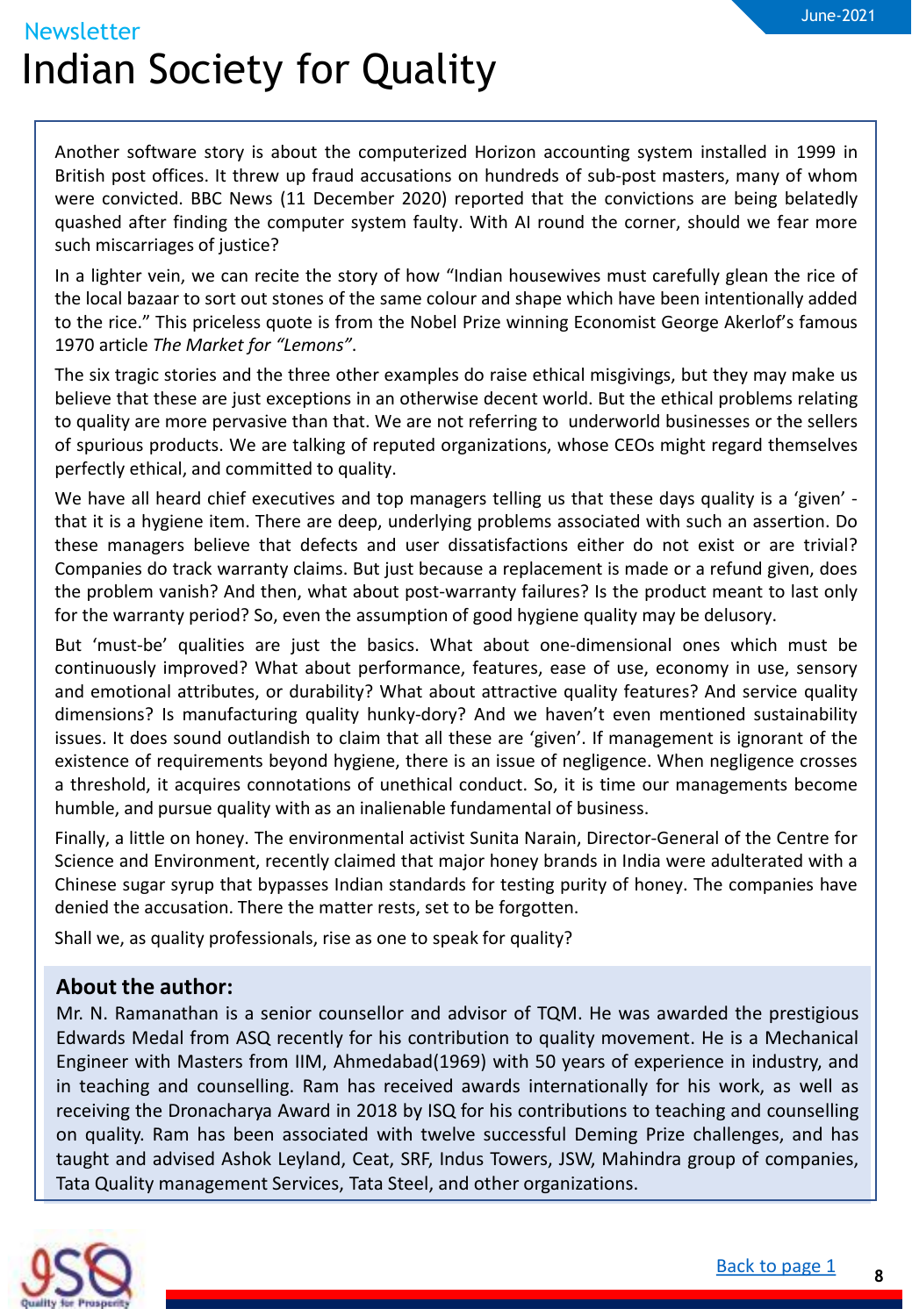Another software story is about the computerized Horizon accounting system installed in 1999 in British post offices. It threw up fraud accusations on hundreds of sub-post masters, many of whom were convicted. BBC News (11 December 2020) reported that the convictions are being belatedly quashed after finding the computer system faulty. With AI round the corner, should we fear more such miscarriages of justice?

In a lighter vein, we can recite the story of how "Indian housewives must carefully glean the rice of the local bazaar to sort out stones of the same colour and shape which have been intentionally added to the rice." This priceless quote is from the Nobel Prize winning Economist George Akerlof's famous 1970 article *The Market for "Lemons"*.

The six tragic stories and the three other examples do raise ethical misgivings, but they may make us believe that these are just exceptions in an otherwise decent world. But the ethical problems relating to quality are more pervasive than that. We are not referring to underworld businesses or the sellers of spurious products. We are talking of reputed organizations, whose CEOs might regard themselves perfectly ethical, and committed to quality.

We have all heard chief executives and top managers telling us that these days quality is a 'given' - that it is a hygiene item. There are deep, underlying problems associated with such an assertion. Do these managers believe that defects and user dissatisfactions either do not exist or are trivial? Companies do track warranty claims. But just because a replacement is made or a refund given, does the problem vanish? And then, what about post-warranty failures? Is the product meant to last only for the warranty period? So, even the assumption of good hygiene quality may be delusory.

But 'must-be' qualities are just the basics. What about one-dimensional ones which must be continuously improved? What about performance, features, ease of use, economy in use, sensory and emotional attributes, or durability? What about attractive quality features? And service quality dimensions? Is manufacturing quality hunky-dory? And we haven't even mentioned sustainability issues. It does sound outlandish to claim that all these are 'given'. If management is ignorant of the existence of requirements beyond hygiene, there is an issue of negligence. When negligence crosses a threshold, it acquires connotations of unethical conduct. So, it is time our managements become humble, and pursue quality with as an inalienable fundamental of business.

Finally, a little on honey. The environmental activist Sunita Narain, Director-General of the Centre for Science and Environment, recently claimed that major honey brands in India were adulterated with a Chinese sugar syrup that bypasses Indian standards for testing purity of honey. The companies have denied the accusation. There the matter rests, set to be forgotten.

Shall we, as quality professionals, rise as one to speak for quality?

## About the author:

Mr. N. Ramanathan is a senior counsellor and advisor of TQM. He was awarded the prestigious Edwards Medal from ASQ recently for his contribution to quality movement. He is a Mechanical Engineer with Masters from IIM, Ahmedabad(1969) with 50 years of experience in industry, and in teaching and counselling. Ram has received awards internationally for his work, as well as receiving the Dronacharya Award in 2018 by ISQ for his contributions to teaching and counselling on quality. Ram has been associated with twelve successful Deming Prize challenges, and has taught and advised Ashok Leyland, Ceat, SRF, Indus Towers, JSW, Mahindra group of companies, Tata Quality management Services, Tata Steel, and other organizations.

Back to page 1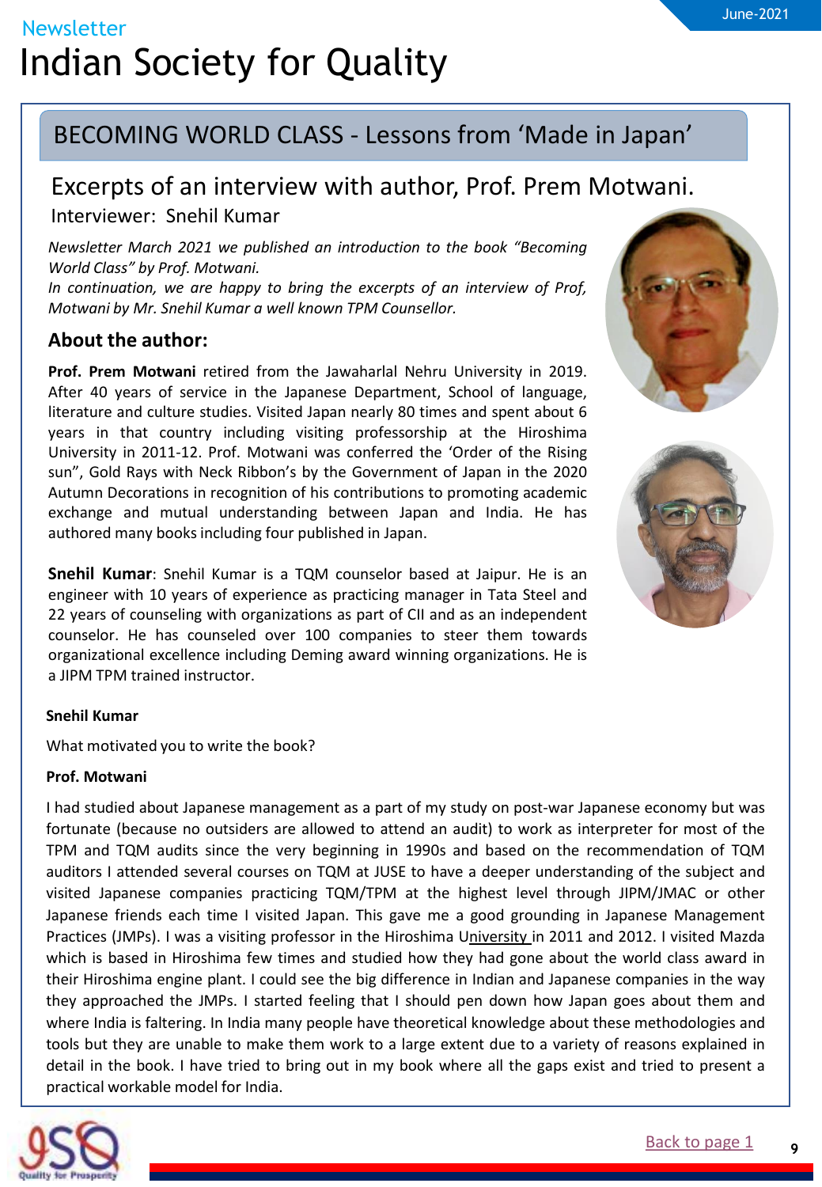## BECOMING WORLD CLASS - Lessons from 'Made in Japan'

### Excerpts of an interview with author, Prof. Prem Motwani.

Interviewer: Snehil Kumar

*Newsletter March 2021 we published an introduction to the book "Becoming World Class" by Prof. Motwani.*
*In continuation, we are happy to bring the excerpts of an interview of Prof, Motwani by Mr. Snehil Kumar a well known TPM Counsellor.*

### About the author:

**Prof. Prem Motwani** retired from the Jawaharlal Nehru University in 2019. After 40 years of service in the Japanese Department, School of language, literature and culture studies. Visited Japan nearly 80 times and spent about 6 years in that country including visiting professorship at the Hiroshima University in 2011-12. Prof. Motwani was conferred the 'Order of the Rising sun", Gold Rays with Neck Ribbon's by the Government of Japan in the 2020 Autumn Decorations in recognition of his contributions to promoting academic exchange and mutual understanding between Japan and India. He has authored many books including four published in Japan.

**Snehil Kumar**: Snehil Kumar is a TQM counselor based at Jaipur. He is an engineer with 10 years of experience as practicing manager in Tata Steel and 22 years of counseling with organizations as part of CII and as an independent counselor. He has counseled over 100 companies to steer them towards organizational excellence including Deming award winning organizations. He is a JIPM TPM trained instructor.

**Snehil Kumar**

What motivated you to write the book?

**Prof. Motwani**

I had studied about Japanese management as a part of my study on post-war Japanese economy but was fortunate (because no outsiders are allowed to attend an audit) to work as interpreter for most of the TPM and TQM audits since the very beginning in 1990s and based on the recommendation of TQM auditors I attended several courses on TQM at JUSE to have a deeper understanding of the subject and visited Japanese companies practicing TQM/TPM at the highest level through JIPM/JMAC or other Japanese friends each time I visited Japan. This gave me a good grounding in Japanese Management Practices (JMPs). I was a visiting professor in the Hiroshima University in 2011 and 2012. I visited Mazda which is based in Hiroshima few times and studied how they had gone about the world class award in their Hiroshima engine plant. I could see the big difference in Indian and Japanese companies in the way they approached the JMPs. I started feeling that I should pen down how Japan goes about them and where India is faltering. In India many people have theoretical knowledge about these methodologies and tools but they are unable to make them work to a large extent due to a variety of reasons explained in detail in the book. I have tried to bring out in my book where all the gaps exist and tried to present a practical workable model for India.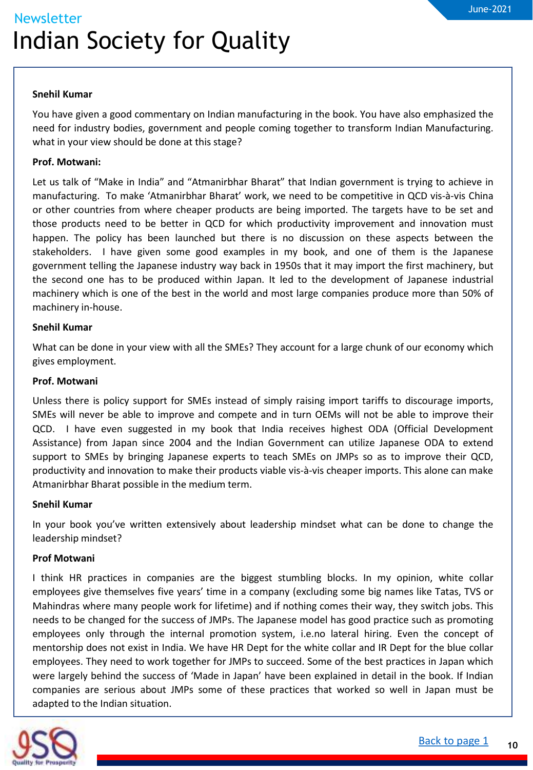**Snehil Kumar**

You have given a good commentary on Indian manufacturing in the book. You have also emphasized the need for industry bodies, government and people coming together to transform Indian Manufacturing. what in your view should be done at this stage?

**Prof. Motwani:**

Let us talk of "Make in India" and "Atmanirbhar Bharat" that Indian government is trying to achieve in manufacturing. To make 'Atmanirbhar Bharat' work, we need to be competitive in QCD vis-à-vis China or other countries from where cheaper products are being imported. The targets have to be set and those products need to be better in QCD for which productivity improvement and innovation must happen. The policy has been launched but there is no discussion on these aspects between the stakeholders. I have given some good examples in my book, and one of them is the Japanese government telling the Japanese industry way back in 1950s that it may import the first machinery, but the second one has to be produced within Japan. It led to the development of Japanese industrial machinery which is one of the best in the world and most large companies produce more than 50% of machinery in-house.

**Snehil Kumar**

What can be done in your view with all the SMEs? They account for a large chunk of our economy which gives employment.

**Prof. Motwani**

Unless there is policy support for SMEs instead of simply raising import tariffs to discourage imports, SMEs will never be able to improve and compete and in turn OEMs will not be able to improve their QCD. I have even suggested in my book that India receives highest ODA (Official Development Assistance) from Japan since 2004 and the Indian Government can utilize Japanese ODA to extend support to SMEs by bringing Japanese experts to teach SMEs on JMPs so as to improve their QCD, productivity and innovation to make their products viable vis-à-vis cheaper imports. This alone can make Atmanirbhar Bharat possible in the medium term.

**Snehil Kumar**

In your book you've written extensively about leadership mindset what can be done to change the leadership mindset?

**Prof Motwani**

I think HR practices in companies are the biggest stumbling blocks. In my opinion, white collar employees give themselves five years' time in a company (excluding some big names like Tatas, TVS or Mahindras where many people work for lifetime) and if nothing comes their way, they switch jobs. This needs to be changed for the success of JMPs. The Japanese model has good practice such as promoting employees only through the internal promotion system, i.e.no lateral hiring. Even the concept of mentorship does not exist in India. We have HR Dept for the white collar and IR Dept for the blue collar employees. They need to work together for JMPs to succeed. Some of the best practices in Japan which were largely behind the success of 'Made in Japan' have been explained in detail in the book. If Indian companies are serious about JMPs some of these practices that worked so well in Japan must be adapted to the Indian situation.

[Back to page 1]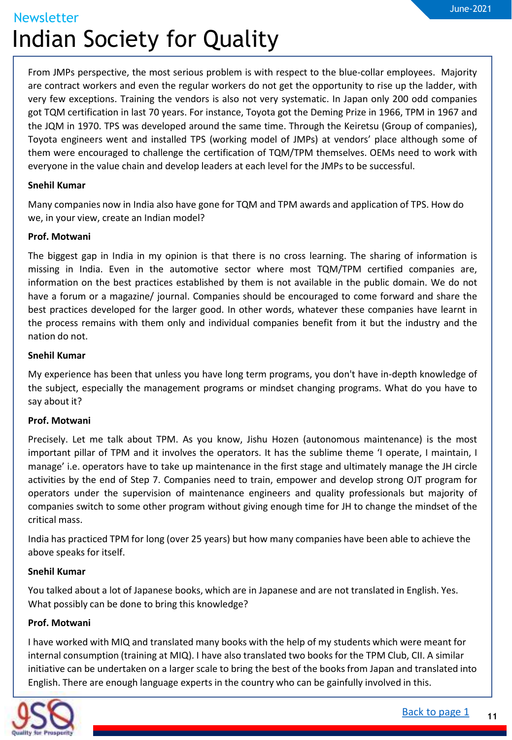From JMPs perspective, the most serious problem is with respect to the blue-collar employees. Majority are contract workers and even the regular workers do not get the opportunity to rise up the ladder, with very few exceptions. Training the vendors is also not very systematic. In Japan only 200 odd companies got TQM certification in last 70 years. For instance, Toyota got the Deming Prize in 1966, TPM in 1967 and the JQM in 1970. TPS was developed around the same time. Through the Keiretsu (Group of companies), Toyota engineers went and installed TPS (working model of JMPs) at vendors' place although some of them were encouraged to challenge the certification of TQM/TPM themselves. OEMs need to work with everyone in the value chain and develop leaders at each level for the JMPs to be successful.

**Snehil Kumar**

Many companies now in India also have gone for TQM and TPM awards and application of TPS. How do we, in your view, create an Indian model?

**Prof. Motwani**

The biggest gap in India in my opinion is that there is no cross learning. The sharing of information is missing in India. Even in the automotive sector where most TQM/TPM certified companies are, information on the best practices established by them is not available in the public domain. We do not have a forum or a magazine/ journal. Companies should be encouraged to come forward and share the best practices developed for the larger good. In other words, whatever these companies have learnt in the process remains with them only and individual companies benefit from it but the industry and the nation do not.

**Snehil Kumar**

My experience has been that unless you have long term programs, you don't have in-depth knowledge of the subject, especially the management programs or mindset changing programs. What do you have to say about it?

**Prof. Motwani**

Precisely. Let me talk about TPM. As you know, Jishu Hozen (autonomous maintenance) is the most important pillar of TPM and it involves the operators. It has the sublime theme 'I operate, I maintain, I manage' i.e. operators have to take up maintenance in the first stage and ultimately manage the JH circle activities by the end of Step 7. Companies need to train, empower and develop strong OJT program for operators under the supervision of maintenance engineers and quality professionals but majority of companies switch to some other program without giving enough time for JH to change the mindset of the critical mass.

India has practiced TPM for long (over 25 years) but how many companies have been able to achieve the above speaks for itself.

**Snehil Kumar**

You talked about a lot of Japanese books, which are in Japanese and are not translated in English. Yes. What possibly can be done to bring this knowledge?

**Prof. Motwani**

I have worked with MIQ and translated many books with the help of my students which were meant for internal consumption (training at MIQ). I have also translated two books for the TPM Club, CII. A similar initiative can be undertaken on a larger scale to bring the best of the books from Japan and translated into English. There are enough language experts in the country who can be gainfully involved in this.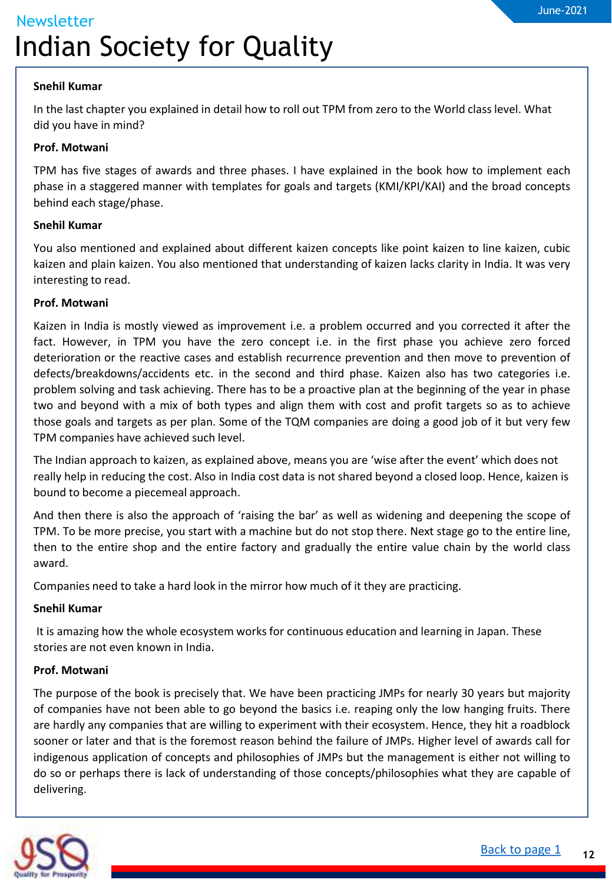**Snehil Kumar**

In the last chapter you explained in detail how to roll out TPM from zero to the World class level. What did you have in mind?

**Prof. Motwani**

TPM has five stages of awards and three phases. I have explained in the book how to implement each phase in a staggered manner with templates for goals and targets (KMI/KPI/KAI) and the broad concepts behind each stage/phase.

**Snehil Kumar**

You also mentioned and explained about different kaizen concepts like point kaizen to line kaizen, cubic kaizen and plain kaizen. You also mentioned that understanding of kaizen lacks clarity in India. It was very interesting to read.

**Prof. Motwani**

Kaizen in India is mostly viewed as improvement i.e. a problem occurred and you corrected it after the fact. However, in TPM you have the zero concept i.e. in the first phase you achieve zero forced deterioration or the reactive cases and establish recurrence prevention and then move to prevention of defects/breakdowns/accidents etc. in the second and third phase. Kaizen also has two categories i.e. problem solving and task achieving. There has to be a proactive plan at the beginning of the year in phase two and beyond with a mix of both types and align them with cost and profit targets so as to achieve those goals and targets as per plan. Some of the TQM companies are doing a good job of it but very few TPM companies have achieved such level.

The Indian approach to kaizen, as explained above, means you are 'wise after the event' which does not really help in reducing the cost. Also in India cost data is not shared beyond a closed loop. Hence, kaizen is bound to become a piecemeal approach.

And then there is also the approach of 'raising the bar' as well as widening and deepening the scope of TPM. To be more precise, you start with a machine but do not stop there. Next stage go to the entire line, then to the entire shop and the entire factory and gradually the entire value chain by the world class award.

Companies need to take a hard look in the mirror how much of it they are practicing.

**Snehil Kumar**

It is amazing how the whole ecosystem works for continuous education and learning in Japan. These stories are not even known in India.

**Prof. Motwani**

The purpose of the book is precisely that. We have been practicing JMPs for nearly 30 years but majority of companies have not been able to go beyond the basics i.e. reaping only the low hanging fruits. There are hardly any companies that are willing to experiment with their ecosystem. Hence, they hit a roadblock sooner or later and that is the foremost reason behind the failure of JMPs. Higher level of awards call for indigenous application of concepts and philosophies of JMPs but the management is either not willing to do so or perhaps there is lack of understanding of those concepts/philosophies what they are capable of delivering.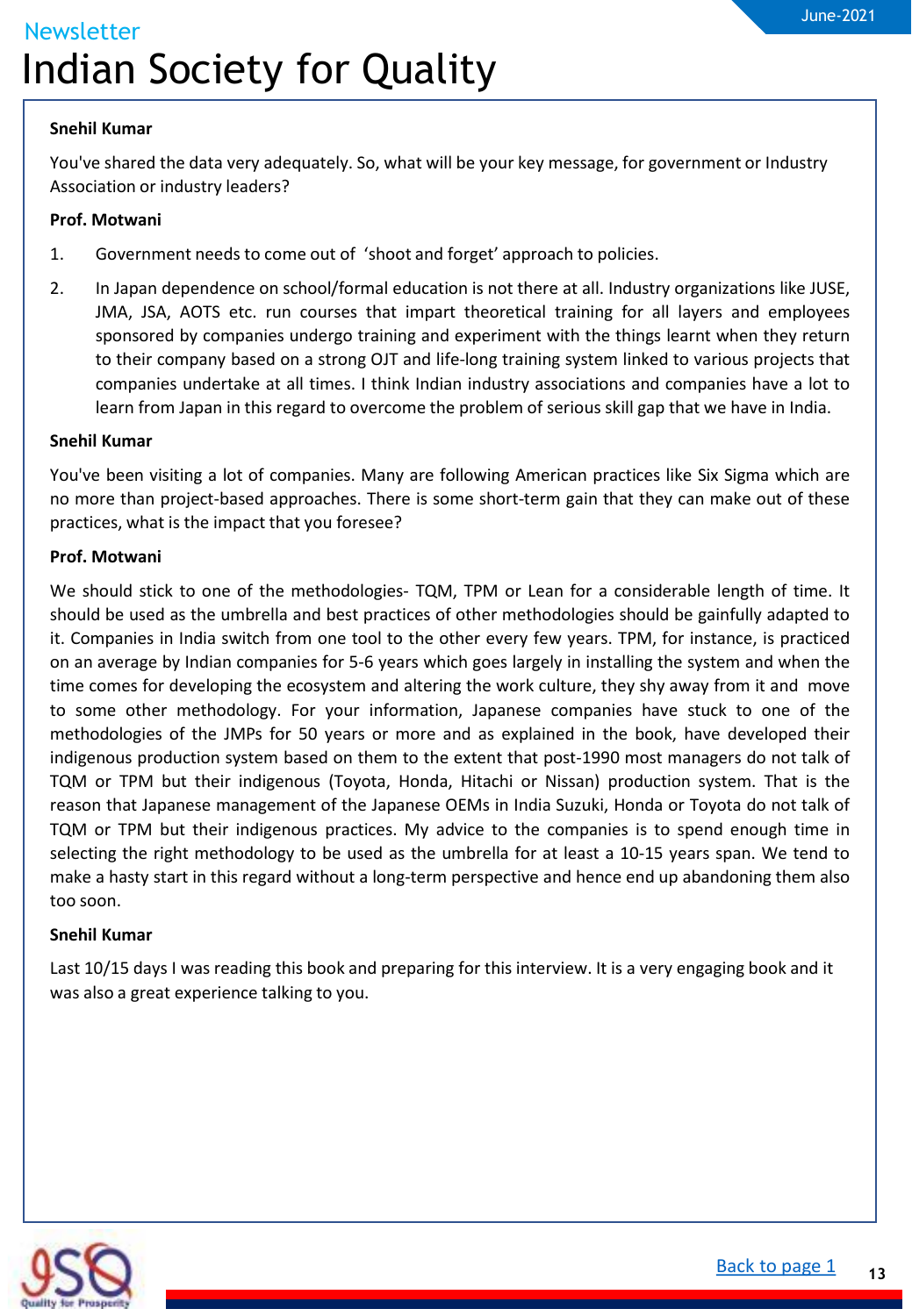**Snehil Kumar**

You've shared the data very adequately. So, what will be your key message, for government or Industry Association or industry leaders?

**Prof. Motwani**

1. Government needs to come out of 'shoot and forget' approach to policies.
2. In Japan dependence on school/formal education is not there at all. Industry organizations like JUSE, JMA, JSA, AOTS etc. run courses that impart theoretical training for all layers and employees sponsored by companies undergo training and experiment with the things learnt when they return to their company based on a strong OJT and life-long training system linked to various projects that companies undertake at all times. I think Indian industry associations and companies have a lot to learn from Japan in this regard to overcome the problem of serious skill gap that we have in India.

**Snehil Kumar**

You've been visiting a lot of companies. Many are following American practices like Six Sigma which are no more than project-based approaches. There is some short-term gain that they can make out of these practices, what is the impact that you foresee?

**Prof. Motwani**

We should stick to one of the methodologies- TQM, TPM or Lean for a considerable length of time. It should be used as the umbrella and best practices of other methodologies should be gainfully adapted to it. Companies in India switch from one tool to the other every few years. TPM, for instance, is practiced on an average by Indian companies for 5-6 years which goes largely in installing the system and when the time comes for developing the ecosystem and altering the work culture, they shy away from it and move to some other methodology. For your information, Japanese companies have stuck to one of the methodologies of the JMPs for 50 years or more and as explained in the book, have developed their indigenous production system based on them to the extent that post-1990 most managers do not talk of TQM or TPM but their indigenous (Toyota, Honda, Hitachi or Nissan) production system. That is the reason that Japanese management of the Japanese OEMs in India Suzuki, Honda or Toyota do not talk of TQM or TPM but their indigenous practices. My advice to the companies is to spend enough time in selecting the right methodology to be used as the umbrella for at least a 10-15 years span. We tend to make a hasty start in this regard without a long-term perspective and hence end up abandoning them also too soon.

**Snehil Kumar**

Last 10/15 days I was reading this book and preparing for this interview. It is a very engaging book and it was also a great experience talking to you.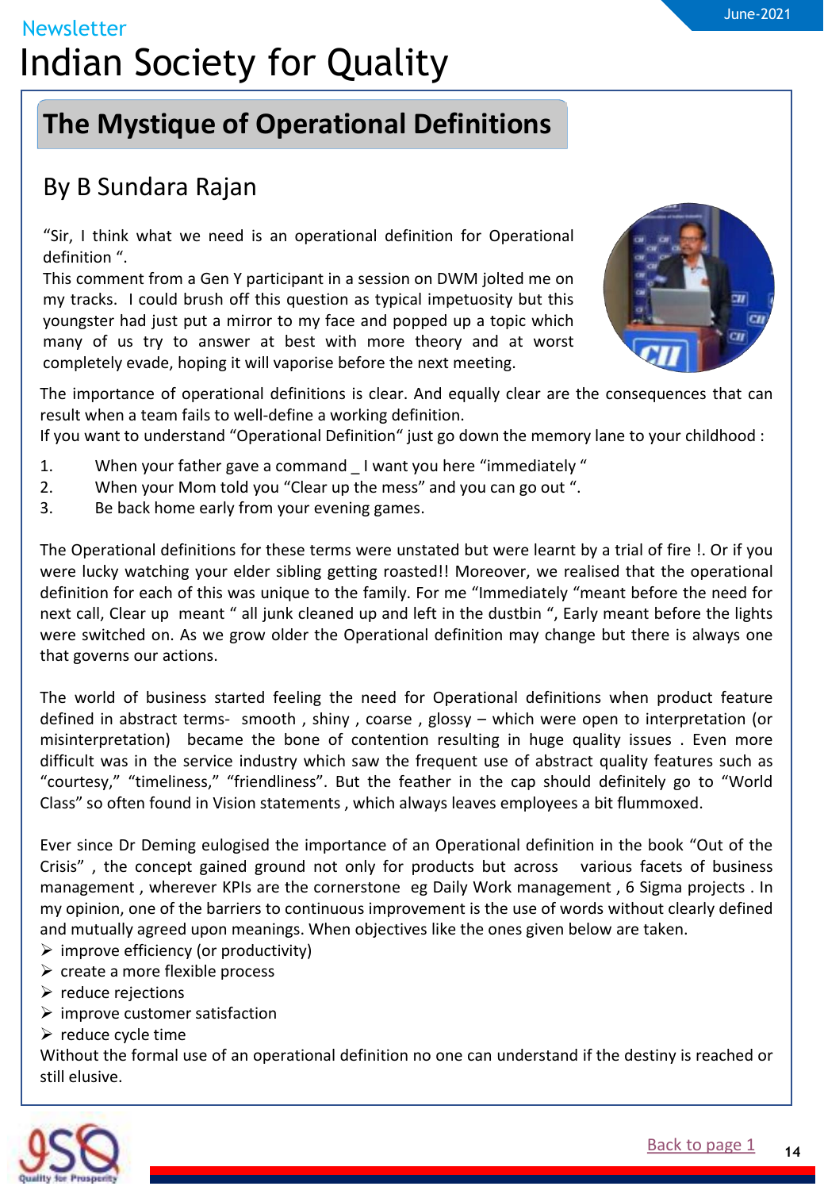## The Mystique of Operational Definitions

### By B Sundara Rajan

"Sir, I think what we need is an operational definition for Operational definition ".
This comment from a Gen Y participant in a session on DWM jolted me on my tracks. I could brush off this question as typical impetuosity but this youngster had just put a mirror to my face and popped up a topic which many of us try to answer at best with more theory and at worst completely evade, hoping it will vaporise before the next meeting.

The importance of operational definitions is clear. And equally clear are the consequences that can result when a team fails to well-define a working definition.
If you want to understand "Operational Definition" just go down the memory lane to your childhood :

1. When your father gave a command _ I want you here "immediately "
2. When your Mom told you "Clear up the mess" and you can go out ".
3. Be back home early from your evening games.

The Operational definitions for these terms were unstated but were learnt by a trial of fire !. Or if you were lucky watching your elder sibling getting roasted!! Moreover, we realised that the operational definition for each of this was unique to the family. For me "Immediately "meant before the need for next call, Clear up meant " all junk cleaned up and left in the dustbin ", Early meant before the lights were switched on. As we grow older the Operational definition may change but there is always one that governs our actions.

The world of business started feeling the need for Operational definitions when product feature defined in abstract terms- smooth , shiny , coarse , glossy – which were open to interpretation (or misinterpretation) became the bone of contention resulting in huge quality issues . Even more difficult was in the service industry which saw the frequent use of abstract quality features such as "courtesy," "timeliness," "friendliness". But the feather in the cap should definitely go to "World Class" so often found in Vision statements , which always leaves employees a bit flummoxed.

Ever since Dr Deming eulogised the importance of an Operational definition in the book "Out of the Crisis" , the concept gained ground not only for products but across various facets of business management , wherever KPIs are the cornerstone eg Daily Work management , 6 Sigma projects . In my opinion, one of the barriers to continuous improvement is the use of words without clearly defined and mutually agreed upon meanings. When objectives like the ones given below are taken.

- improve efficiency (or productivity)
- create a more flexible process
- reduce rejections
- improve customer satisfaction
- reduce cycle time

Without the formal use of an operational definition no one can understand if the destiny is reached or still elusive.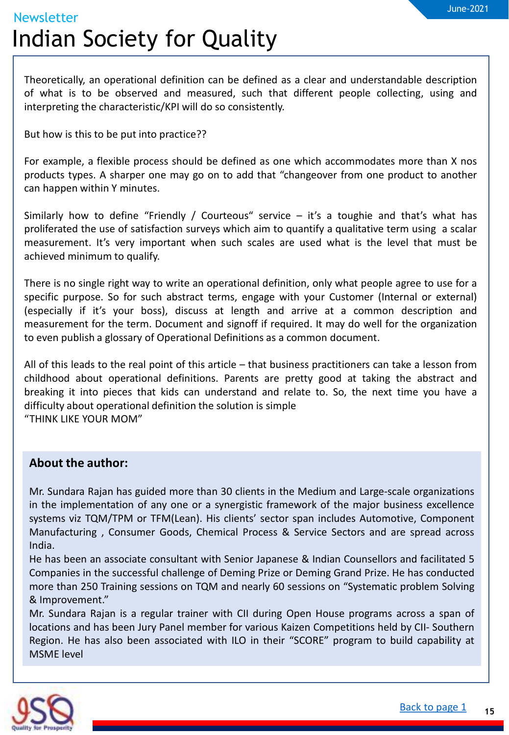Theoretically, an operational definition can be defined as a clear and understandable description of what is to be observed and measured, such that different people collecting, using and interpreting the characteristic/KPI will do so consistently.

But how is this to be put into practice??

For example, a flexible process should be defined as one which accommodates more than X nos products types. A sharper one may go on to add that "changeover from one product to another can happen within Y minutes.

Similarly how to define "Friendly / Courteous" service – it's a toughie and that's what has proliferated the use of satisfaction surveys which aim to quantify a qualitative term using a scalar measurement. It's very important when such scales are used what is the level that must be achieved minimum to qualify.

There is no single right way to write an operational definition, only what people agree to use for a specific purpose. So for such abstract terms, engage with your Customer (Internal or external) (especially if it's your boss), discuss at length and arrive at a common description and measurement for the term. Document and signoff if required. It may do well for the organization to even publish a glossary of Operational Definitions as a common document.

All of this leads to the real point of this article – that business practitioners can take a lesson from childhood about operational definitions. Parents are pretty good at taking the abstract and breaking it into pieces that kids can understand and relate to. So, the next time you have a difficulty about operational definition the solution is simple
"THINK LIKE YOUR MOM"

**About the author:**

Mr. Sundara Rajan has guided more than 30 clients in the Medium and Large-scale organizations in the implementation of any one or a synergistic framework of the major business excellence systems viz TQM/TPM or TFM(Lean). His clients' sector span includes Automotive, Component Manufacturing , Consumer Goods, Chemical Process & Service Sectors and are spread across India.
He has been an associate consultant with Senior Japanese & Indian Counsellors and facilitated 5 Companies in the successful challenge of Deming Prize or Deming Grand Prize. He has conducted more than 250 Training sessions on TQM and nearly 60 sessions on "Systematic problem Solving & Improvement."
Mr. Sundara Rajan is a regular trainer with CII during Open House programs across a span of locations and has been Jury Panel member for various Kaizen Competitions held by CII- Southern Region. He has also been associated with ILO in their "SCORE" program to build capability at MSME level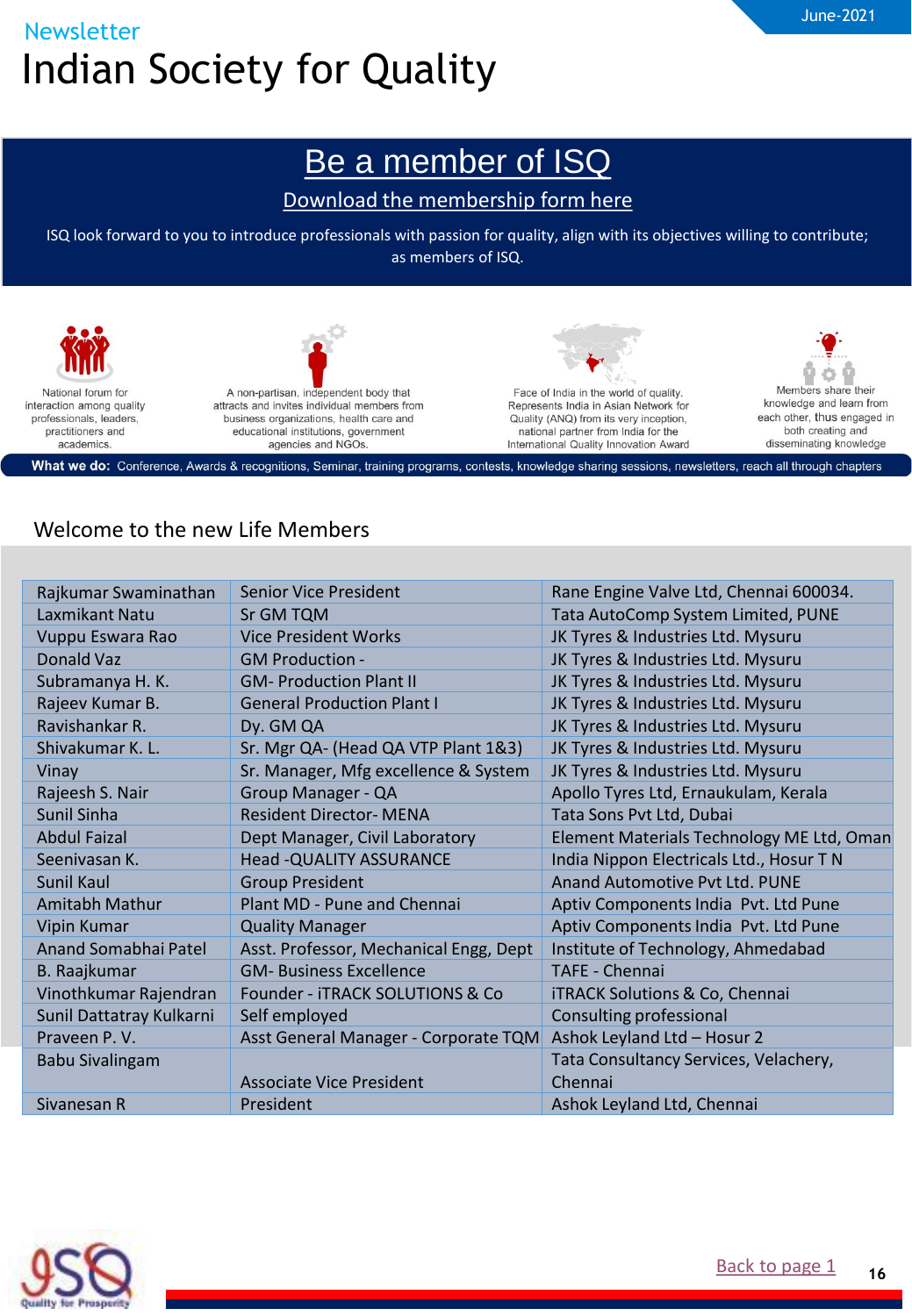# Be a member of ISQ

Download the membership form here

ISQ look forward to you to introduce professionals with passion for quality, align with its objectives willing to contribute; as members of ISQ.

National forum for interaction among quality professionals, leaders, practitioners and academics.

A non-partisan, independent body that attracts and invites individual members from business organizations, health care and educational institutions, government agencies and NGOs.

Face of India in the world of quality. Represents India in Asian Network for Quality (ANQ) from its very inception, national partner from India for the International Quality Innovation Award

Members share their knowledge and learn from each other, thus engaged in both creating and disseminating knowledge

**What we do:** Conference, Awards & recognitions, Seminar, training programs, contests, knowledge sharing sessions, newsletters, reach all through chapters

## Welcome to the new Life Members

| Name | Designation | Organization |
|---|---|---|
| Rajkumar Swaminathan | Senior Vice President | Rane Engine Valve Ltd, Chennai 600034. |
| Laxmikant Natu | Sr GM TQM | Tata AutoComp System Limited, PUNE |
| Vuppu Eswara Rao | Vice President Works | JK Tyres & Industries Ltd. Mysuru |
| Donald Vaz | GM Production - | JK Tyres & Industries Ltd. Mysuru |
| Subramanya H. K. | GM- Production Plant II | JK Tyres & Industries Ltd. Mysuru |
| Rajeev Kumar B. | General Production Plant I | JK Tyres & Industries Ltd. Mysuru |
| Ravishankar R. | Dy. GM QA | JK Tyres & Industries Ltd. Mysuru |
| Shivakumar K. L. | Sr. Mgr QA- (Head QA VTP Plant 1&3) | JK Tyres & Industries Ltd. Mysuru |
| Vinay | Sr. Manager, Mfg excellence & System | JK Tyres & Industries Ltd. Mysuru |
| Rajeesh S. Nair | Group Manager - QA | Apollo Tyres Ltd, Ernaukulam, Kerala |
| Sunil Sinha | Resident Director- MENA | Tata Sons Pvt Ltd, Dubai |
| Abdul Faizal | Dept Manager, Civil Laboratory | Element Materials Technology ME Ltd, Oman |
| Seenivasan K. | Head -QUALITY ASSURANCE | India Nippon Electricals Ltd., Hosur T N |
| Sunil Kaul | Group President | Anand Automotive Pvt Ltd. PUNE |
| Amitabh Mathur | Plant MD - Pune and Chennai | Aptiv Components India Pvt. Ltd Pune |
| Vipin Kumar | Quality Manager | Aptiv Components India Pvt. Ltd Pune |
| Anand Somabhai Patel | Asst. Professor, Mechanical Engg, Dept | Institute of Technology, Ahmedabad |
| B. Raajkumar | GM- Business Excellence | TAFE - Chennai |
| Vinothkumar Rajendran | Founder - iTRACK SOLUTIONS & Co | iTRACK Solutions & Co, Chennai |
| Sunil Dattatray Kulkarni | Self employed | Consulting professional |
| Praveen P. V. | Asst General Manager - Corporate TQM | Ashok Leyland Ltd – Hosur 2 |
| Babu Sivalingam | Associate Vice President | Tata Consultancy Services, Velachery, Chennai |
| Sivanesan R | President | Ashok Leyland Ltd, Chennai |

Back to page 1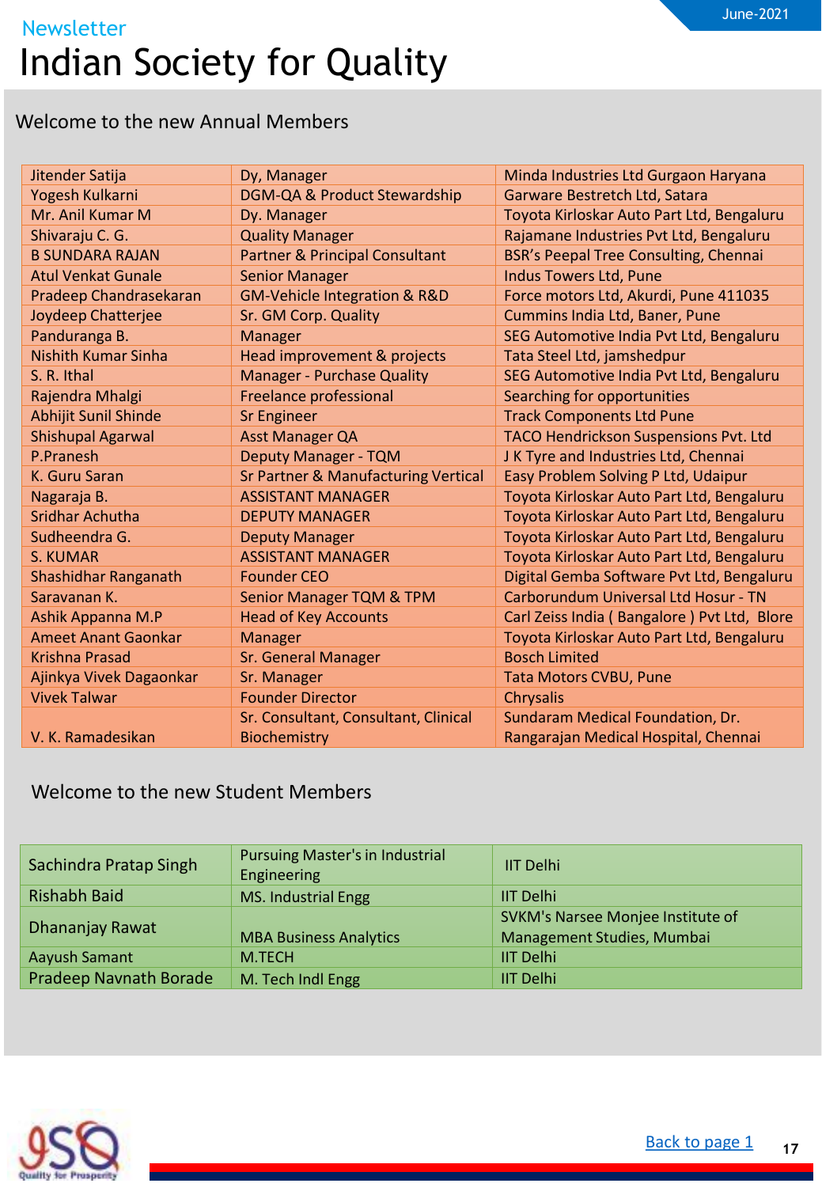Newsletter

# Indian Society for Quality

## Welcome to the new Annual Members

| | | |
|---|---|---|
| Jitender Satija | Dy, Manager | Minda Industries Ltd Gurgaon Haryana |
| Yogesh Kulkarni | DGM-QA & Product Stewardship | Garware Bestretch Ltd, Satara |
| Mr. Anil Kumar M | Dy. Manager | Toyota Kirloskar Auto Part Ltd, Bengaluru |
| Shivaraju C. G. | Quality Manager | Rajamane Industries Pvt Ltd, Bengaluru |
| B SUNDARA RAJAN | Partner & Principal Consultant | BSR’s Peepal Tree Consulting, Chennai |
| Atul Venkat Gunale | Senior Manager | Indus Towers Ltd, Pune |
| Pradeep Chandrasekaran | GM-Vehicle Integration & R&D | Force motors Ltd, Akurdi, Pune 411035 |
| Joydeep Chatterjee | Sr. GM Corp. Quality | Cummins India Ltd, Baner, Pune |
| Panduranga B. | Manager | SEG Automotive India Pvt Ltd, Bengaluru |
| Nishith Kumar Sinha | Head improvement & projects | Tata Steel Ltd, jamshedpur |
| S. R. Ithal | Manager - Purchase Quality | SEG Automotive India Pvt Ltd, Bengaluru |
| Rajendra Mhalgi | Freelance professional | Searching for opportunities |
| Abhijit Sunil Shinde | Sr Engineer | Track Components Ltd Pune |
| Shishupal Agarwal | Asst Manager QA | TACO Hendrickson Suspensions Pvt. Ltd |
| P.Pranesh | Deputy Manager - TQM | J K Tyre and Industries Ltd, Chennai |
| K. Guru Saran | Sr Partner & Manufacturing Vertical | Easy Problem Solving P Ltd, Udaipur |
| Nagaraja B. | ASSISTANT MANAGER | Toyota Kirloskar Auto Part Ltd, Bengaluru |
| Sridhar Achutha | DEPUTY MANAGER | Toyota Kirloskar Auto Part Ltd, Bengaluru |
| Sudheendra G. | Deputy Manager | Toyota Kirloskar Auto Part Ltd, Bengaluru |
| S. KUMAR | ASSISTANT MANAGER | Toyota Kirloskar Auto Part Ltd, Bengaluru |
| Shashidhar Ranganath | Founder CEO | Digital Gemba Software Pvt Ltd, Bengaluru |
| Saravanan K. | Senior Manager TQM & TPM | Carborundum Universal Ltd Hosur - TN |
| Ashik Appanna M.P | Head of Key Accounts | Carl Zeiss India ( Bangalore ) Pvt Ltd, Blore |
| Ameet Anant Gaonkar | Manager | Toyota Kirloskar Auto Part Ltd, Bengaluru |
| Krishna Prasad | Sr. General Manager | Bosch Limited |
| Ajinkya Vivek Dagaonkar | Sr. Manager | Tata Motors CVBU, Pune |
| Vivek Talwar | Founder Director | Chrysalis |
| V. K. Ramadesikan | Sr. Consultant, Consultant, Clinical Biochemistry | Sundaram Medical Foundation, Dr. Rangarajan Medical Hospital, Chennai |

## Welcome to the new Student Members

| | | |
|---|---|---|
| Sachindra Pratap Singh | Pursuing Master's in Industrial Engineering | IIT Delhi |
| Rishabh Baid | MS. Industrial Engg | IIT Delhi |
| Dhananjay Rawat | MBA Business Analytics | SVKM's Narsee Monjee Institute of Management Studies, Mumbai |
| Aayush Samant | M.TECH | IIT Delhi |
| Pradeep Navnath Borade | M. Tech Indl Engg | IIT Delhi |

Back to page 1